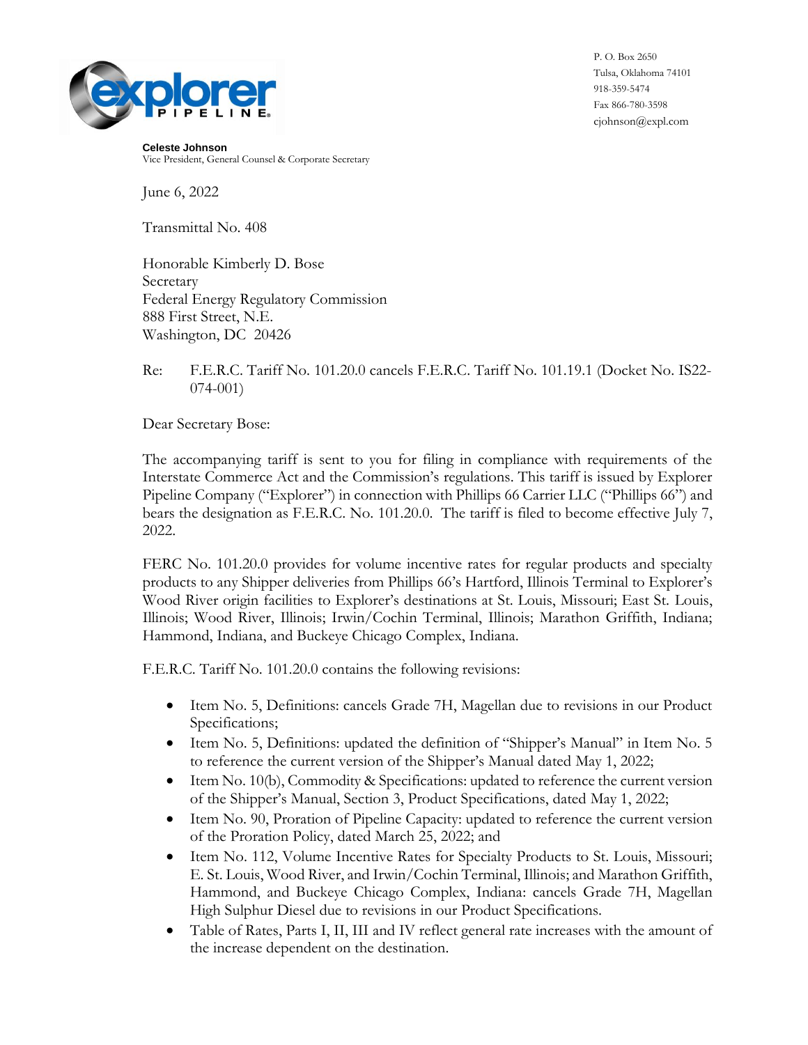explorer PIPELINE

P. O. Box 2650
Tulsa, Oklahoma 74101
918-359-5474
Fax 866-780-3598
cjohnson@expl.com

**Celeste Johnson**
Vice President, General Counsel & Corporate Secretary

June 6, 2022

Transmittal No. 408

Honorable Kimberly D. Bose
Secretary
Federal Energy Regulatory Commission
888 First Street, N.E.
Washington, DC 20426

Re: F.E.R.C. Tariff No. 101.20.0 cancels F.E.R.C. Tariff No. 101.19.1 (Docket No. IS22-074-001)

Dear Secretary Bose:

The accompanying tariff is sent to you for filing in compliance with requirements of the Interstate Commerce Act and the Commission's regulations. This tariff is issued by Explorer Pipeline Company ("Explorer") in connection with Phillips 66 Carrier LLC ("Phillips 66") and bears the designation as F.E.R.C. No. 101.20.0. The tariff is filed to become effective July 7, 2022.

FERC No. 101.20.0 provides for volume incentive rates for regular products and specialty products to any Shipper deliveries from Phillips 66's Hartford, Illinois Terminal to Explorer's Wood River origin facilities to Explorer's destinations at St. Louis, Missouri; East St. Louis, Illinois; Wood River, Illinois; Irwin/Cochin Terminal, Illinois; Marathon Griffith, Indiana; Hammond, Indiana, and Buckeye Chicago Complex, Indiana.

F.E.R.C. Tariff No. 101.20.0 contains the following revisions:

- Item No. 5, Definitions: cancels Grade 7H, Magellan due to revisions in our Product Specifications;
- Item No. 5, Definitions: updated the definition of "Shipper's Manual" in Item No. 5 to reference the current version of the Shipper's Manual dated May 1, 2022;
- Item No. 10(b), Commodity & Specifications: updated to reference the current version of the Shipper's Manual, Section 3, Product Specifications, dated May 1, 2022;
- Item No. 90, Proration of Pipeline Capacity: updated to reference the current version of the Proration Policy, dated March 25, 2022; and
- Item No. 112, Volume Incentive Rates for Specialty Products to St. Louis, Missouri; E. St. Louis, Wood River, and Irwin/Cochin Terminal, Illinois; and Marathon Griffith, Hammond, and Buckeye Chicago Complex, Indiana: cancels Grade 7H, Magellan High Sulphur Diesel due to revisions in our Product Specifications.
- Table of Rates, Parts I, II, III and IV reflect general rate increases with the amount of the increase dependent on the destination.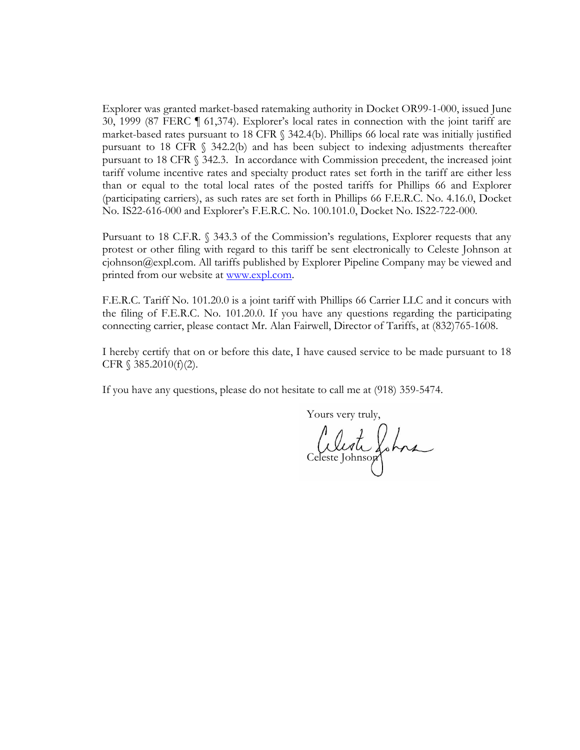Explorer was granted market-based ratemaking authority in Docket OR99-1-000, issued June 30, 1999 (87 FERC ¶ 61,374). Explorer's local rates in connection with the joint tariff are market-based rates pursuant to 18 CFR § 342.4(b). Phillips 66 local rate was initially justified pursuant to 18 CFR § 342.2(b) and has been subject to indexing adjustments thereafter pursuant to 18 CFR § 342.3. In accordance with Commission precedent, the increased joint tariff volume incentive rates and specialty product rates set forth in the tariff are either less than or equal to the total local rates of the posted tariffs for Phillips 66 and Explorer (participating carriers), as such rates are set forth in Phillips 66 F.E.R.C. No. 4.16.0, Docket No. IS22-616-000 and Explorer's F.E.R.C. No. 100.101.0, Docket No. IS22-722-000.

Pursuant to 18 C.F.R. § 343.3 of the Commission's regulations, Explorer requests that any protest or other filing with regard to this tariff be sent electronically to Celeste Johnson at cjohnson@expl.com. All tariffs published by Explorer Pipeline Company may be viewed and printed from our website at [www.expl.com](www.expl.com).

F.E.R.C. Tariff No. 101.20.0 is a joint tariff with Phillips 66 Carrier LLC and it concurs with the filing of F.E.R.C. No. 101.20.0. If you have any questions regarding the participating connecting carrier, please contact Mr. Alan Fairwell, Director of Tariffs, at (832)765-1608.

I hereby certify that on or before this date, I have caused service to be made pursuant to 18 CFR § 385.2010(f)(2).

If you have any questions, please do not hesitate to call me at (918) 359-5474.

Yours very truly,

Celeste Johnson